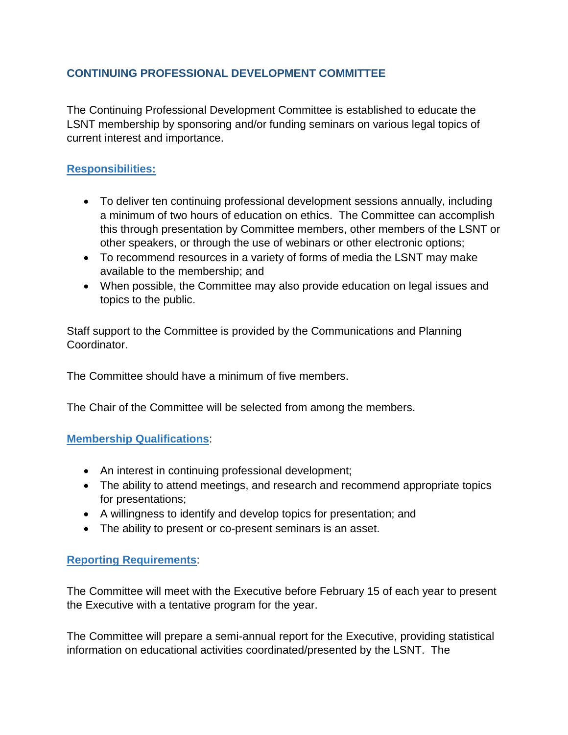# CONTINUING PROFESSIONAL DEVELOPMENT COMMITTEE

The Continuing Professional Development Committee is established to educate the LSNT membership by sponsoring and/or funding seminars on various legal topics of current interest and importance.

## Responsibilities:

- To deliver ten continuing professional development sessions annually, including a minimum of two hours of education on ethics. The Committee can accomplish this through presentation by Committee members, other members of the LSNT or other speakers, or through the use of webinars or other electronic options;
- To recommend resources in a variety of forms of media the LSNT may make available to the membership; and
- When possible, the Committee may also provide education on legal issues and topics to the public.

Staff support to the Committee is provided by the Communications and Planning Coordinator.

The Committee should have a minimum of five members.

The Chair of the Committee will be selected from among the members.

## Membership Qualifications:

- An interest in continuing professional development;
- The ability to attend meetings, and research and recommend appropriate topics for presentations;
- A willingness to identify and develop topics for presentation; and
- The ability to present or co-present seminars is an asset.

## Reporting Requirements:

The Committee will meet with the Executive before February 15 of each year to present the Executive with a tentative program for the year.

The Committee will prepare a semi-annual report for the Executive, providing statistical information on educational activities coordinated/presented by the LSNT. The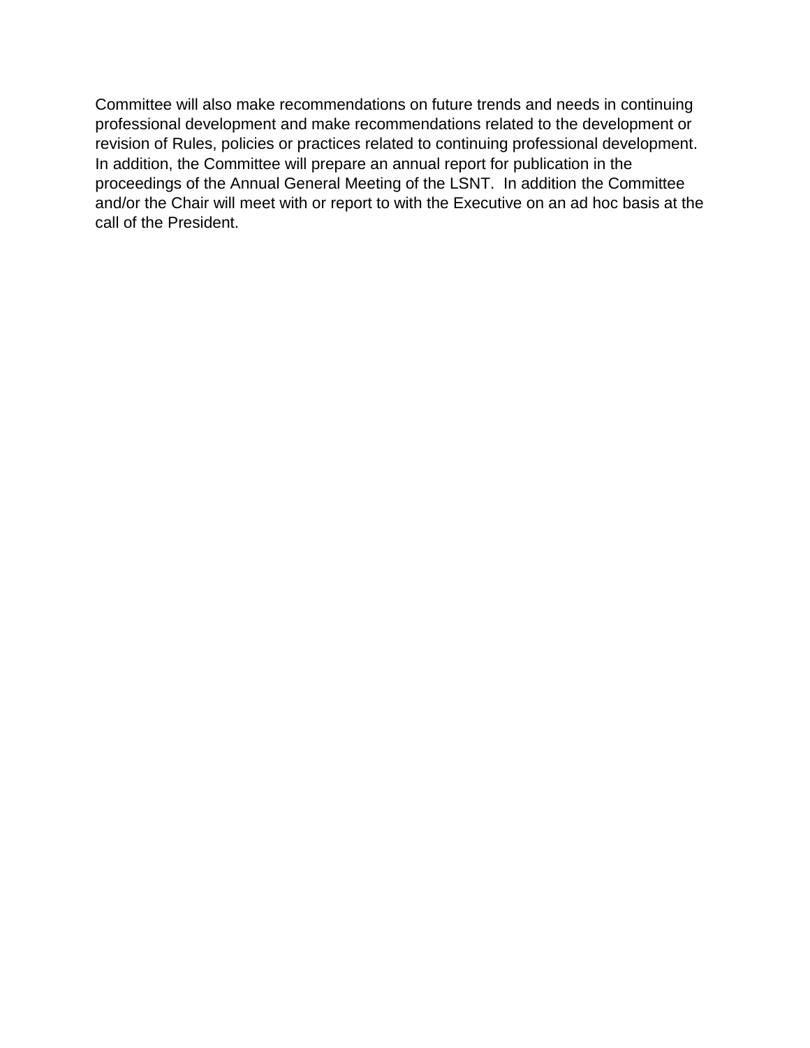Committee will also make recommendations on future trends and needs in continuing professional development and make recommendations related to the development or revision of Rules, policies or practices related to continuing professional development. In addition, the Committee will prepare an annual report for publication in the proceedings of the Annual General Meeting of the LSNT. In addition the Committee and/or the Chair will meet with or report to with the Executive on an ad hoc basis at the call of the President.